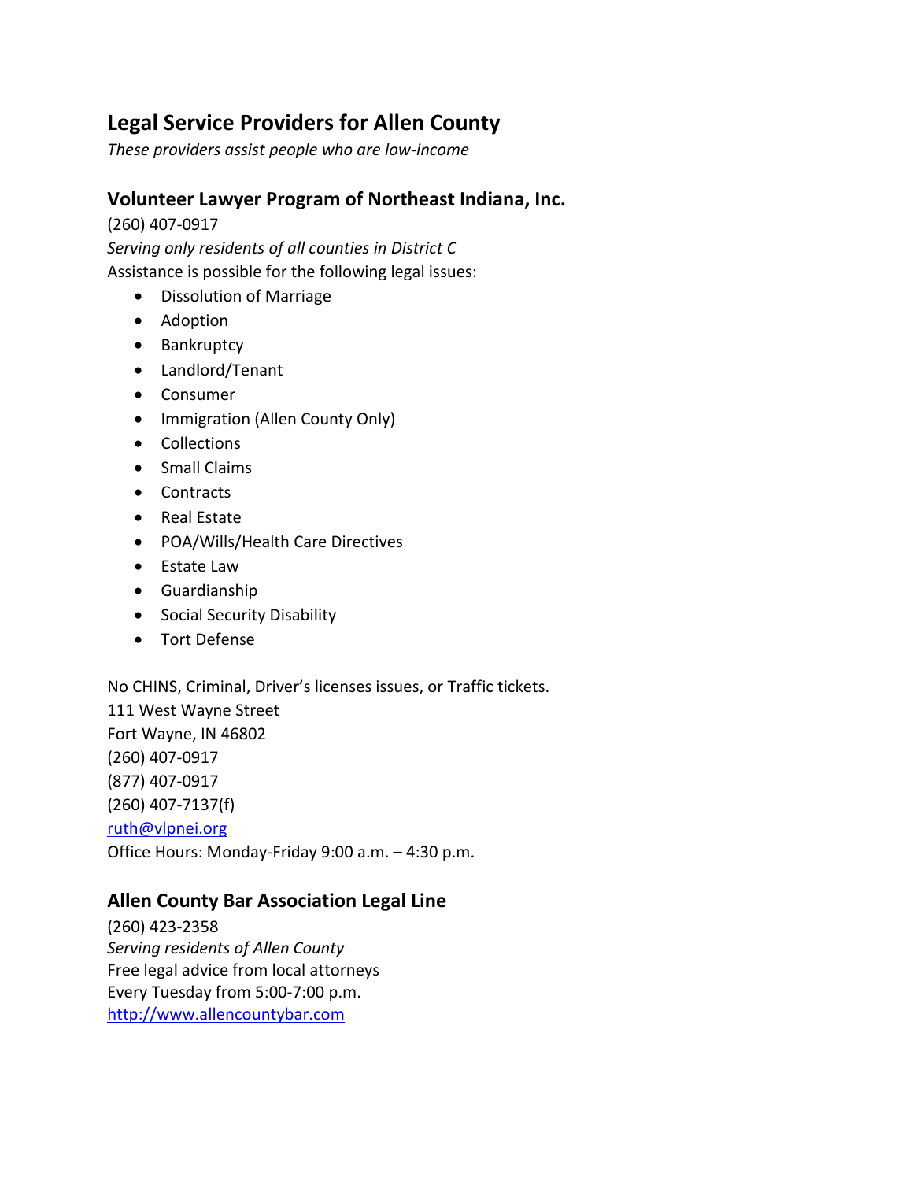# Legal Service Providers for Allen County

*These providers assist people who are low-income*

## Volunteer Lawyer Program of Northeast Indiana, Inc.

(260) 407-0917

*Serving only residents of all counties in District C*

Assistance is possible for the following legal issues:

- Dissolution of Marriage
- Adoption
- Bankruptcy
- Landlord/Tenant
- Consumer
- Immigration (Allen County Only)
- Collections
- Small Claims
- Contracts
- Real Estate
- POA/Wills/Health Care Directives
- Estate Law
- Guardianship
- Social Security Disability
- Tort Defense

No CHINS, Criminal, Driver's licenses issues, or Traffic tickets.

111 West Wayne Street
Fort Wayne, IN 46802
(260) 407-0917
(877) 407-0917
(260) 407-7137(f)
ruth@vlpnei.org
Office Hours: Monday-Friday 9:00 a.m. – 4:30 p.m.

## Allen County Bar Association Legal Line

(260) 423-2358

*Serving residents of Allen County*

Free legal advice from local attorneys
Every Tuesday from 5:00-7:00 p.m.
http://www.allencountybar.com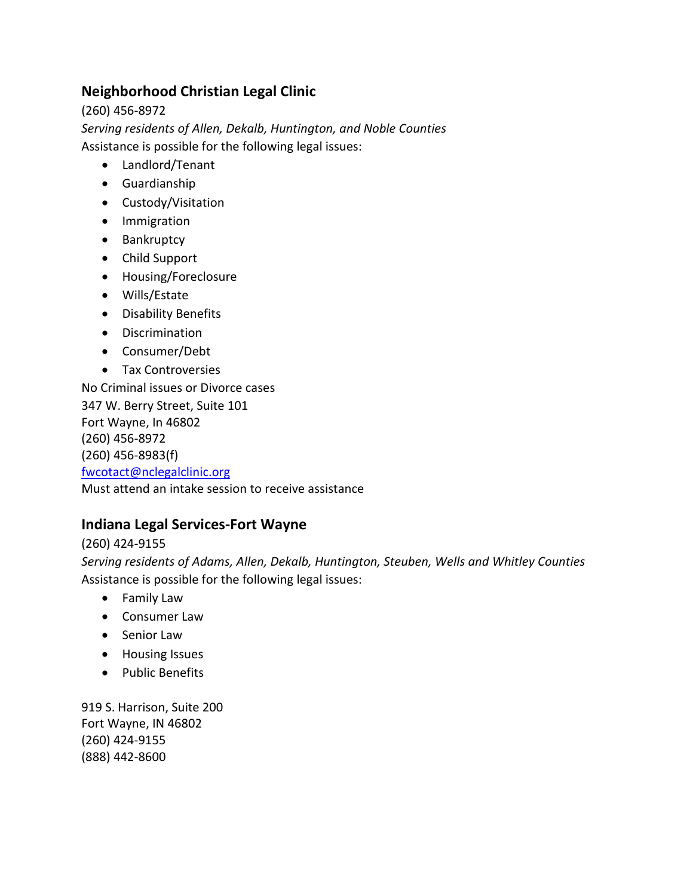## Neighborhood Christian Legal Clinic

(260) 456-8972

*Serving residents of Allen, Dekalb, Huntington, and Noble Counties*

Assistance is possible for the following legal issues:

- Landlord/Tenant
- Guardianship
- Custody/Visitation
- Immigration
- Bankruptcy
- Child Support
- Housing/Foreclosure
- Wills/Estate
- Disability Benefits
- Discrimination
- Consumer/Debt
- Tax Controversies

No Criminal issues or Divorce cases

347 W. Berry Street, Suite 101
Fort Wayne, In 46802
(260) 456-8972
(260) 456-8983(f)
fwcotact@nclegalclinic.org
Must attend an intake session to receive assistance

## Indiana Legal Services-Fort Wayne

(260) 424-9155

*Serving residents of Adams, Allen, Dekalb, Huntington, Steuben, Wells and Whitley Counties*

Assistance is possible for the following legal issues:

- Family Law
- Consumer Law
- Senior Law
- Housing Issues
- Public Benefits

919 S. Harrison, Suite 200
Fort Wayne, IN 46802
(260) 424-9155
(888) 442-8600